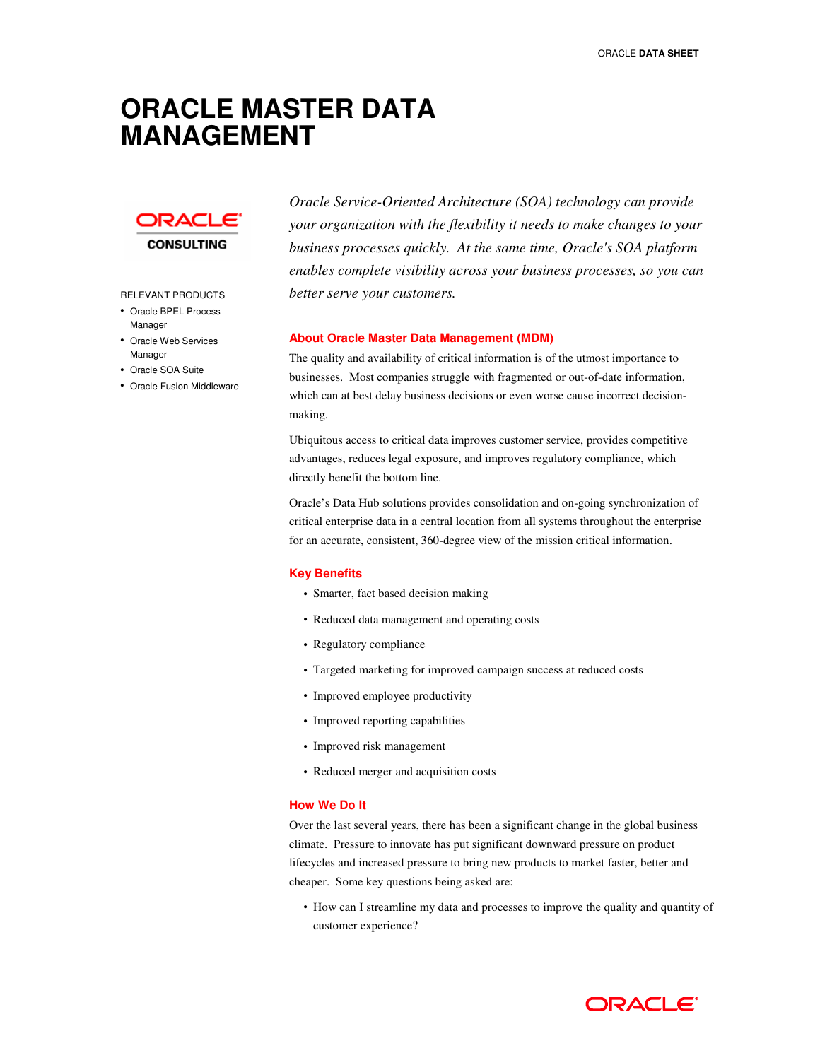# ORACLE MASTER DATA MANAGEMENT

RELEVANT PRODUCTS

- Oracle BPEL Process Manager
- Oracle Web Services Manager
- Oracle SOA Suite
- Oracle Fusion Middleware

*Oracle Service-Oriented Architecture (SOA) technology can provide your organization with the flexibility it needs to make changes to your business processes quickly. At the same time, Oracle's SOA platform enables complete visibility across your business processes, so you can better serve your customers.*

## About Oracle Master Data Management (MDM)

The quality and availability of critical information is of the utmost importance to businesses. Most companies struggle with fragmented or out-of-date information, which can at best delay business decisions or even worse cause incorrect decision-making.

Ubiquitous access to critical data improves customer service, provides competitive advantages, reduces legal exposure, and improves regulatory compliance, which directly benefit the bottom line.

Oracle's Data Hub solutions provides consolidation and on-going synchronization of critical enterprise data in a central location from all systems throughout the enterprise for an accurate, consistent, 360-degree view of the mission critical information.

## Key Benefits

- Smarter, fact based decision making
- Reduced data management and operating costs
- Regulatory compliance
- Targeted marketing for improved campaign success at reduced costs
- Improved employee productivity
- Improved reporting capabilities
- Improved risk management
- Reduced merger and acquisition costs

## How We Do It

Over the last several years, there has been a significant change in the global business climate. Pressure to innovate has put significant downward pressure on product lifecycles and increased pressure to bring new products to market faster, better and cheaper. Some key questions being asked are:

- How can I streamline my data and processes to improve the quality and quantity of customer experience?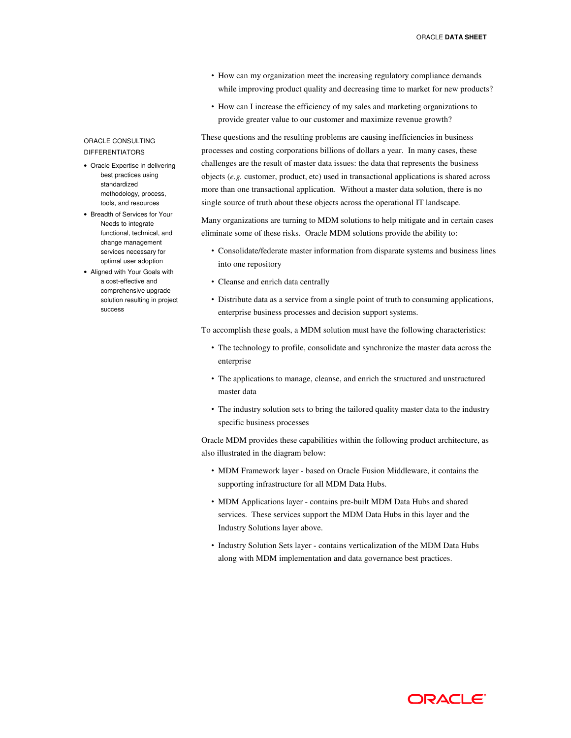- How can my organization meet the increasing regulatory compliance demands while improving product quality and decreasing time to market for new products?
- How can I increase the efficiency of my sales and marketing organizations to provide greater value to our customer and maximize revenue growth?

These questions and the resulting problems are causing inefficiencies in business processes and costing corporations billions of dollars a year. In many cases, these challenges are the result of master data issues: the data that represents the business objects (*e.g.* customer, product, etc) used in transactional applications is shared across more than one transactional application. Without a master data solution, there is no single source of truth about these objects across the operational IT landscape.

Many organizations are turning to MDM solutions to help mitigate and in certain cases eliminate some of these risks. Oracle MDM solutions provide the ability to:

- Consolidate/federate master information from disparate systems and business lines into one repository
- Cleanse and enrich data centrally
- Distribute data as a service from a single point of truth to consuming applications, enterprise business processes and decision support systems.

To accomplish these goals, a MDM solution must have the following characteristics:

- The technology to profile, consolidate and synchronize the master data across the enterprise
- The applications to manage, cleanse, and enrich the structured and unstructured master data
- The industry solution sets to bring the tailored quality master data to the industry specific business processes

Oracle MDM provides these capabilities within the following product architecture, as also illustrated in the diagram below:

- MDM Framework layer - based on Oracle Fusion Middleware, it contains the supporting infrastructure for all MDM Data Hubs.
- MDM Applications layer - contains pre-built MDM Data Hubs and shared services. These services support the MDM Data Hubs in this layer and the Industry Solutions layer above.
- Industry Solution Sets layer - contains verticalization of the MDM Data Hubs along with MDM implementation and data governance best practices.

ORACLE CONSULTING DIFFERENTIATORS

- Oracle Expertise in delivering best practices using standardized methodology, process, tools, and resources
- Breadth of Services for Your Needs to integrate functional, technical, and change management services necessary for optimal user adoption
- Aligned with Your Goals with a cost-effective and comprehensive upgrade solution resulting in project success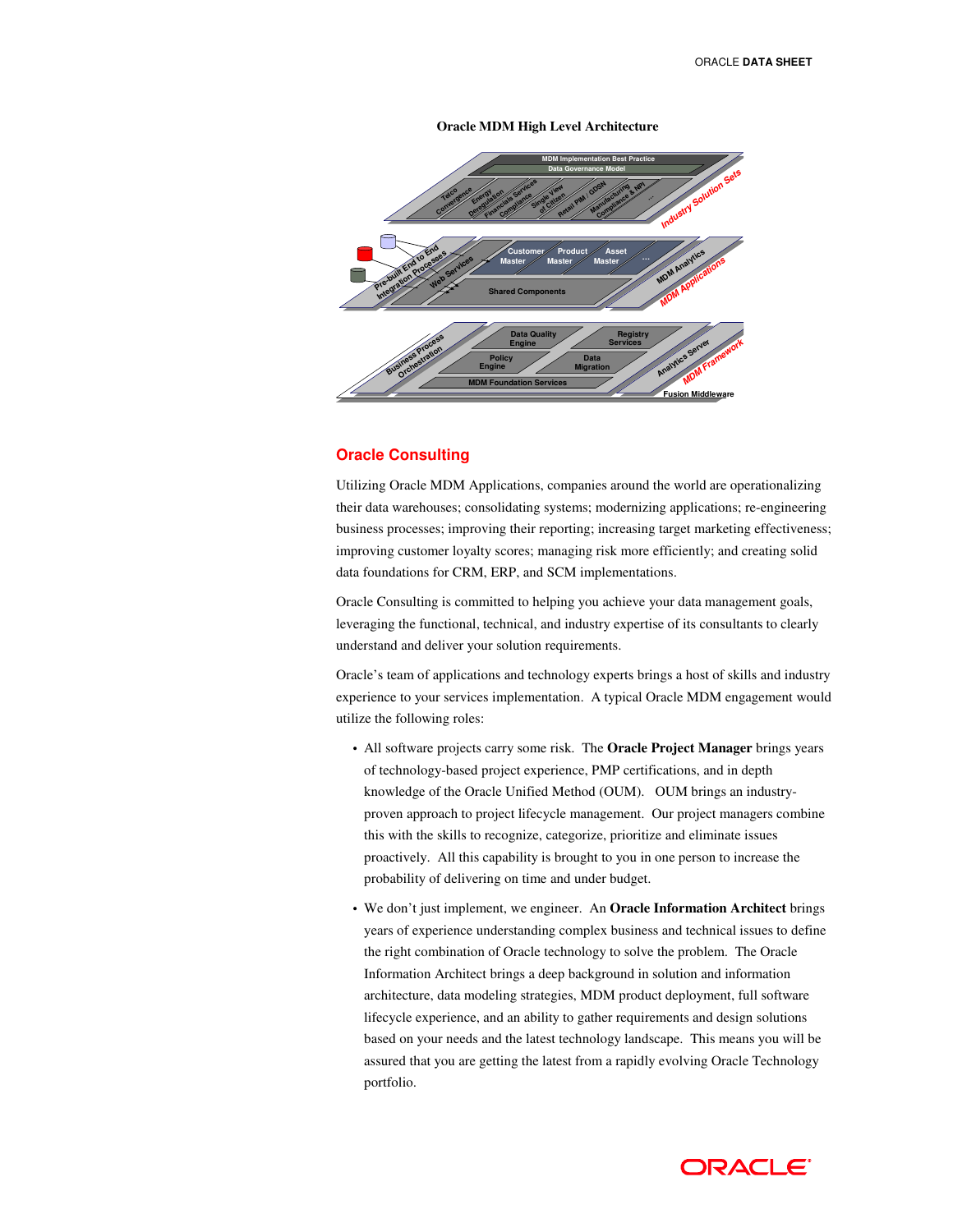**Oracle MDM High Level Architecture**

## Oracle Consulting

Utilizing Oracle MDM Applications, companies around the world are operationalizing their data warehouses; consolidating systems; modernizing applications; re-engineering business processes; improving their reporting; increasing target marketing effectiveness; improving customer loyalty scores; managing risk more efficiently; and creating solid data foundations for CRM, ERP, and SCM implementations.

Oracle Consulting is committed to helping you achieve your data management goals, leveraging the functional, technical, and industry expertise of its consultants to clearly understand and deliver your solution requirements.

Oracle's team of applications and technology experts brings a host of skills and industry experience to your services implementation. A typical Oracle MDM engagement would utilize the following roles:

- All software projects carry some risk. The **Oracle Project Manager** brings years of technology-based project experience, PMP certifications, and in depth knowledge of the Oracle Unified Method (OUM). OUM brings an industry-proven approach to project lifecycle management. Our project managers combine this with the skills to recognize, categorize, prioritize and eliminate issues proactively. All this capability is brought to you in one person to increase the probability of delivering on time and under budget.
- We don't just implement, we engineer. An **Oracle Information Architect** brings years of experience understanding complex business and technical issues to define the right combination of Oracle technology to solve the problem. The Oracle Information Architect brings a deep background in solution and information architecture, data modeling strategies, MDM product deployment, full software lifecycle experience, and an ability to gather requirements and design solutions based on your needs and the latest technology landscape. This means you will be assured that you are getting the latest from a rapidly evolving Oracle Technology portfolio.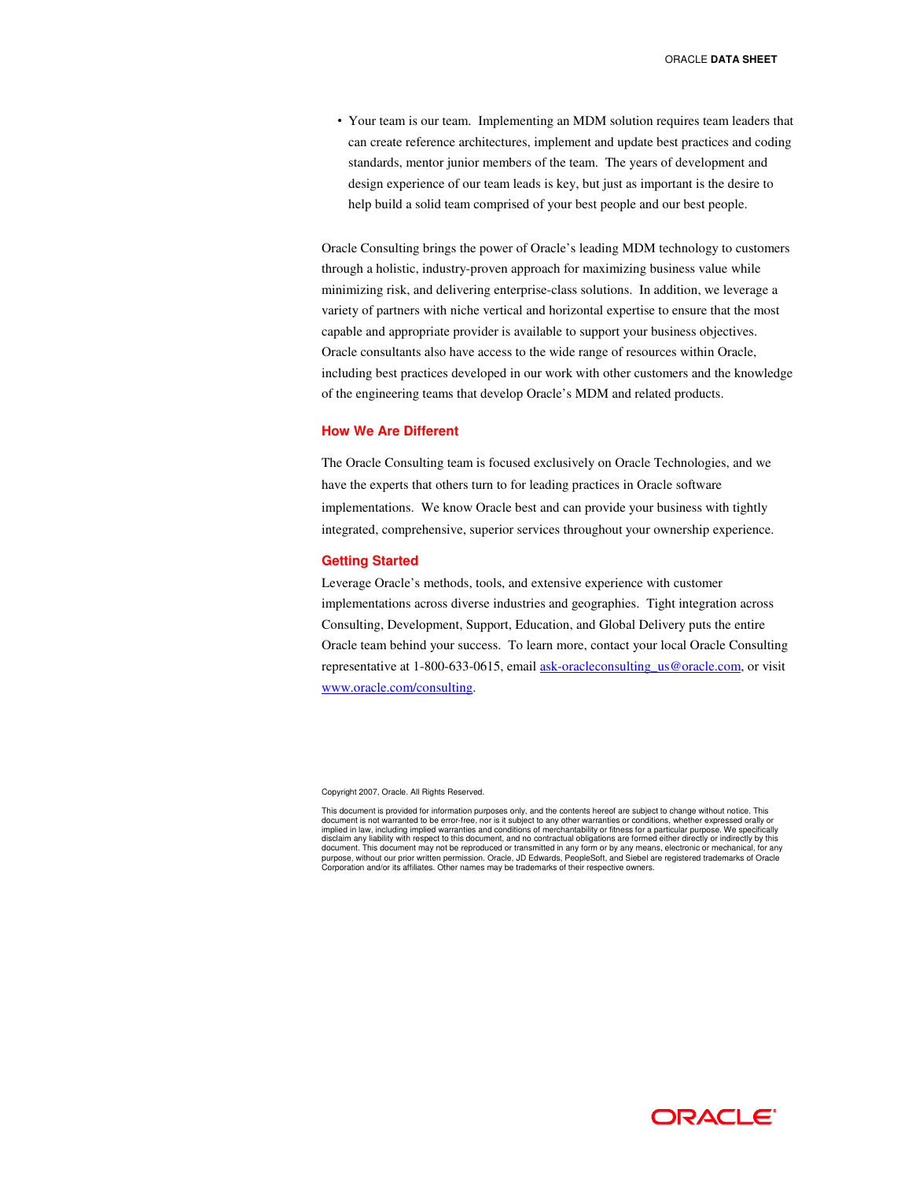- Your team is our team. Implementing an MDM solution requires team leaders that can create reference architectures, implement and update best practices and coding standards, mentor junior members of the team. The years of development and design experience of our team leads is key, but just as important is the desire to help build a solid team comprised of your best people and our best people.

Oracle Consulting brings the power of Oracle's leading MDM technology to customers through a holistic, industry-proven approach for maximizing business value while minimizing risk, and delivering enterprise-class solutions. In addition, we leverage a variety of partners with niche vertical and horizontal expertise to ensure that the most capable and appropriate provider is available to support your business objectives. Oracle consultants also have access to the wide range of resources within Oracle, including best practices developed in our work with other customers and the knowledge of the engineering teams that develop Oracle's MDM and related products.

## How We Are Different

The Oracle Consulting team is focused exclusively on Oracle Technologies, and we have the experts that others turn to for leading practices in Oracle software implementations. We know Oracle best and can provide your business with tightly integrated, comprehensive, superior services throughout your ownership experience.

## Getting Started

Leverage Oracle's methods, tools, and extensive experience with customer implementations across diverse industries and geographies. Tight integration across Consulting, Development, Support, Education, and Global Delivery puts the entire Oracle team behind your success. To learn more, contact your local Oracle Consulting representative at 1-800-633-0615, email ask-oracleconsulting_us@oracle.com, or visit www.oracle.com/consulting.

Copyright 2007, Oracle. All Rights Reserved.

This document is provided for information purposes only, and the contents hereof are subject to change without notice. This document is not warranted to be error-free, nor is it subject to any other warranties or conditions, whether expressed orally or implied in law, including implied warranties and conditions of merchantability or fitness for a particular purpose. We specifically disclaim any liability with respect to this document, and no contractual obligations are formed either directly or indirectly by this document. This document may not be reproduced or transmitted in any form or by any means, electronic or mechanical, for any purpose, without our prior written permission. Oracle, JD Edwards, PeopleSoft, and Siebel are registered trademarks of Oracle Corporation and/or its affiliates. Other names may be trademarks of their respective owners.